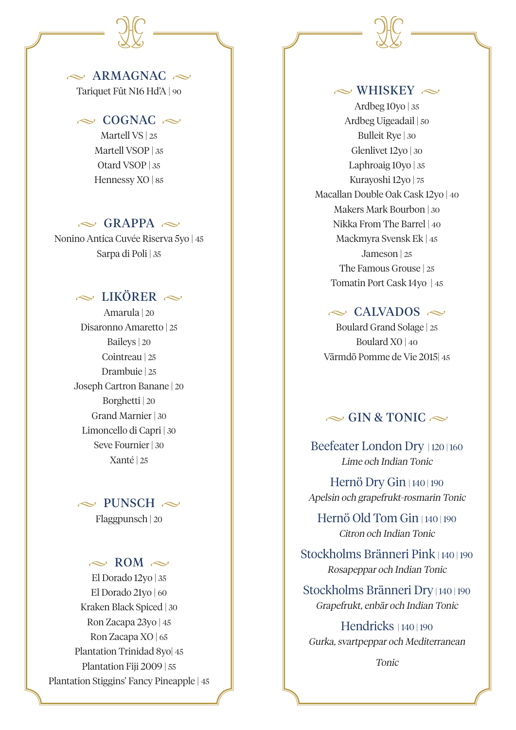## ARMAGNAC

Tariquet Fût N16 Hd'A | 90

## COGNAC

Martell VS | 25

Martell VSOP | 35

Otard VSOP | 35

Hennessy XO | 85

## GRAPPA

Nonino Antica Cuvée Riserva 5yo | 45

Sarpa di Poli | 35

## LIKÖRER

Amarula | 20

Disaronno Amaretto | 25

Baileys | 20

Cointreau | 25

Drambuie | 25

Joseph Cartron Banane | 20

Borghetti | 20

Grand Marnier | 30

Limoncello di Capri | 30

Seve Fournier | 30

Xanté | 25

## PUNSCH

Flaggpunsch | 20

## ROM

El Dorado 12yo | 35

El Dorado 21yo | 60

Kraken Black Spiced | 30

Ron Zacapa 23yo | 45

Ron Zacapa XO | 65

Plantation Trinidad 8yo| 45

Plantation Fiji 2009 | 55

Plantation Stiggins' Fancy Pineapple | 45

## WHISKEY

Ardbeg 10yo | 35

Ardbeg Uigeadail | 50

Bulleit Rye | 30

Glenlivet 12yo | 30

Laphroaig 10yo | 35

Kurayoshi 12yo | 75

Macallan Double Oak Cask 12yo | 40

Makers Mark Bourbon | 30

Nikka From The Barrel | 40

Mackmyra Svensk Ek | 45

Jameson | 25

The Famous Grouse | 25

Tomatin Port Cask 14yo | 45

## CALVADOS

Boulard Grand Solage | 25

Boulard XO | 40

Värmdö Pomme de Vie 2015| 45

## GIN & TONIC

Beefeater London Dry | 120 | 160

*Lime och Indian Tonic*

Hernö Dry Gin | 140 | 190

*Apelsin och grapefrukt-rosmarin Tonic*

Hernö Old Tom Gin | 140 | 190

*Citron och Indian Tonic*

Stockholms Bränneri Pink | 140 | 190

*Rosapeppar och Indian Tonic*

Stockholms Bränneri Dry | 140 | 190

*Grapefrukt, enbär och Indian Tonic*

Hendricks | 140 | 190

*Gurka, svartpeppar och Mediterranean Tonic*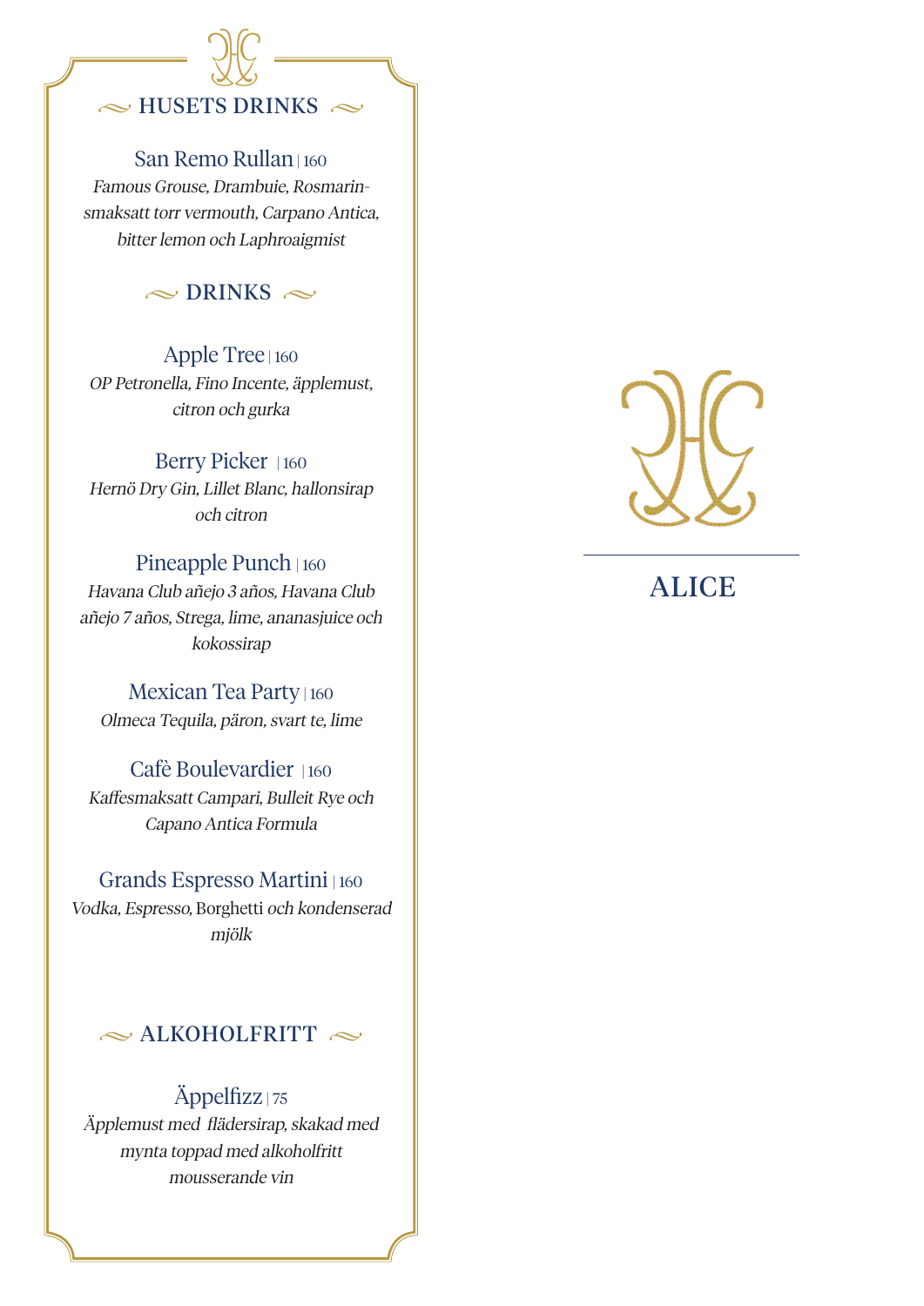## HUSETS DRINKS

San Remo Rullan | 160
*Famous Grouse, Drambuie, Rosmarin-smaksatt torr vermouth, Carpano Antica, bitter lemon och Laphroaigmist*

## DRINKS

Apple Tree | 160
*OP Petronella, Fino Incente, äpplemust, citron och gurka*

Berry Picker | 160
*Hernö Dry Gin, Lillet Blanc, hallonsirap och citron*

Pineapple Punch | 160
*Havana Club añejo 3 años, Havana Club añejo 7 años, Strega, lime, ananasjuice och kokossirap*

Mexican Tea Party | 160
*Olmeca Tequila, päron, svart te, lime*

Cafè Boulevardier | 160
*Kaffesmaksatt Campari, Bulleit Rye och Capano Antica Formula*

Grands Espresso Martini | 160
*Vodka, Espresso,* Borghetti *och kondenserad mjölk*

## ALKOHOLFRITT

Äppelfizz | 75
*Äpplemust med flädersirap, skakad med mynta toppad med alkoholfritt mousserande vin*

# ALICE